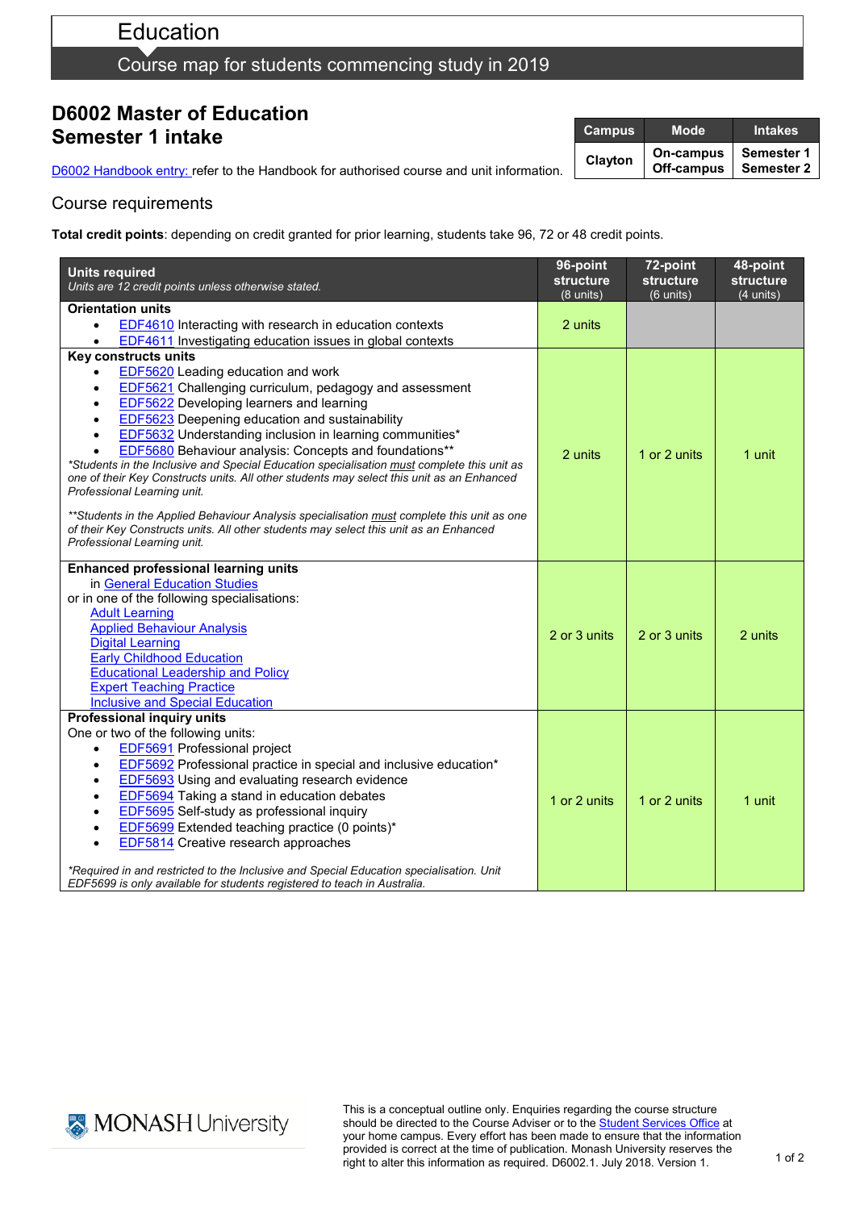# Education

## Course map for students commencing study in 2019

# D6002 Master of Education
# Semester 1 intake

| Campus | Mode | Intakes |
| --- | --- | --- |
| Clayton | On-campus<br>Off-campus | Semester 1<br>Semester 2 |

D6002 Handbook entry: refer to the Handbook for authorised course and unit information.

## Course requirements

**Total credit points**: depending on credit granted for prior learning, students take 96, 72 or 48 credit points.

| **Units required**<br>*Units are 12 credit points unless otherwise stated.* | **96-point structure** (8 units) | **72-point structure** (6 units) | **48-point structure** (4 units) |
| --- | --- | --- | --- |
| **Orientation units**<br>• EDF4610 Interacting with research in education contexts<br>• EDF4611 Investigating education issues in global contexts | 2 units | | |
| **Key constructs units**<br>• EDF5620 Leading education and work<br>• EDF5621 Challenging curriculum, pedagogy and assessment<br>• EDF5622 Developing learners and learning<br>• EDF5623 Deepening education and sustainability<br>• EDF5632 Understanding inclusion in learning communities*<br>• EDF5680 Behaviour analysis: Concepts and foundations**<br>*\*Students in the Inclusive and Special Education specialisation must complete this unit as one of their Key Constructs units. All other students may select this unit as an Enhanced Professional Learning unit.*<br><br>*\*\*Students in the Applied Behaviour Analysis specialisation must complete this unit as one of their Key Constructs units. All other students may select this unit as an Enhanced Professional Learning unit.* | 2 units | 1 or 2 units | 1 unit |
| **Enhanced professional learning units**<br>in General Education Studies<br>or in one of the following specialisations:<br>Adult Learning<br>Applied Behaviour Analysis<br>Digital Learning<br>Early Childhood Education<br>Educational Leadership and Policy<br>Expert Teaching Practice<br>Inclusive and Special Education | 2 or 3 units | 2 or 3 units | 2 units |
| **Professional inquiry units**<br>One or two of the following units:<br>• EDF5691 Professional project<br>• EDF5692 Professional practice in special and inclusive education*<br>• EDF5693 Using and evaluating research evidence<br>• EDF5694 Taking a stand in education debates<br>• EDF5695 Self-study as professional inquiry<br>• EDF5699 Extended teaching practice (0 points)*<br>• EDF5814 Creative research approaches<br><br>*\*Required in and restricted to the Inclusive and Special Education specialisation. Unit EDF5699 is only available for students registered to teach in Australia.* | 1 or 2 units | 1 or 2 units | 1 unit |

MONASH University

This is a conceptual outline only. Enquiries regarding the course structure should be directed to the Course Adviser or to the Student Services Office at your home campus. Every effort has been made to ensure that the information provided is correct at the time of publication. Monash University reserves the right to alter this information as required. D6002.1. July 2018. Version 1.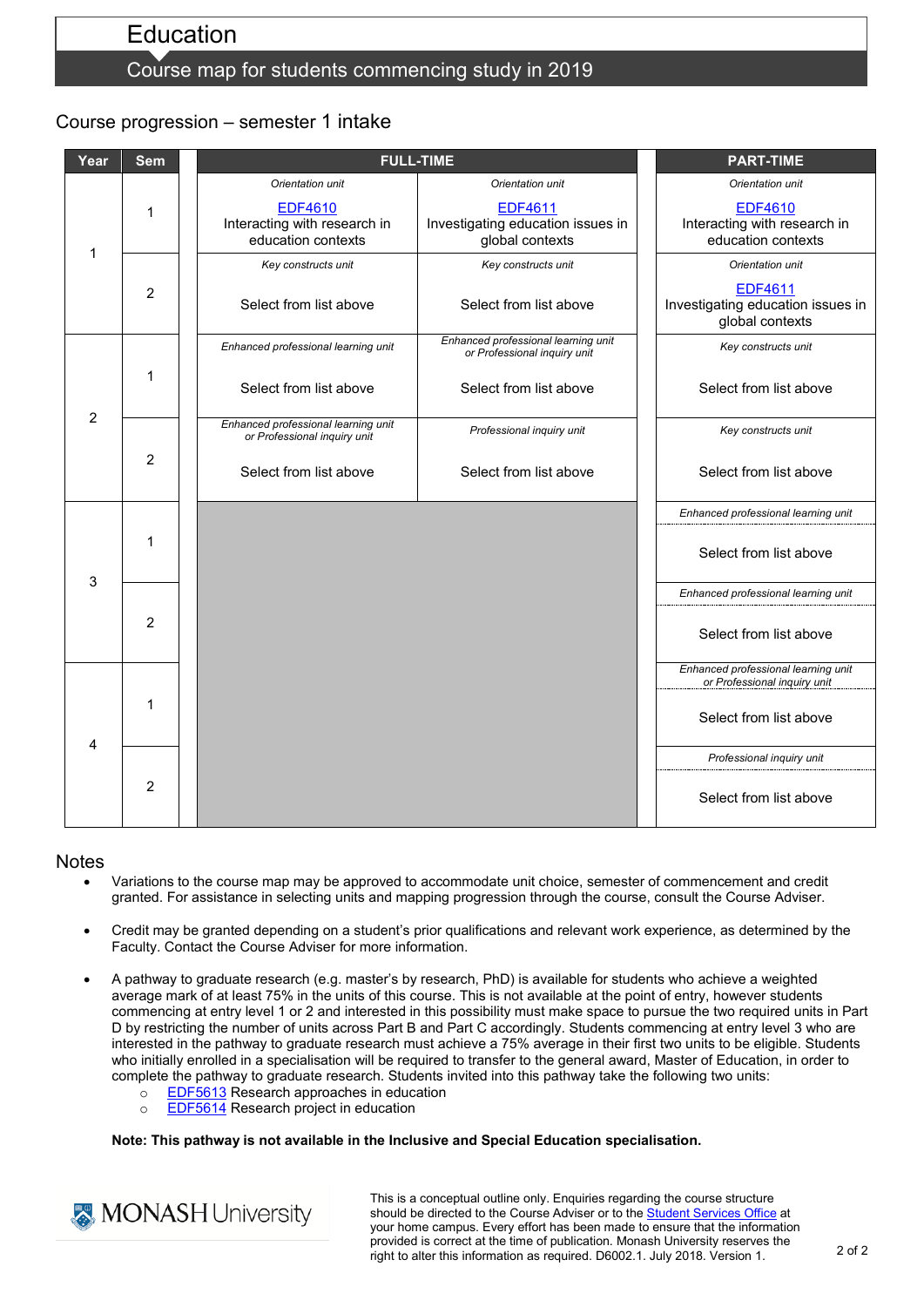# Education

## Course map for students commencing study in 2019

### Course progression – semester 1 intake

| Year | Sem | FULL-TIME | | PART-TIME |
|---|---|---|---|---|
| 1 | 1 | *Orientation unit* EDF4610 Interacting with research in education contexts | *Orientation unit* EDF4611 Investigating education issues in global contexts | *Orientation unit* EDF4610 Interacting with research in education contexts |
| | 2 | *Key constructs unit* Select from list above | *Key constructs unit* Select from list above | *Orientation unit* EDF4611 Investigating education issues in global contexts |
| 2 | 1 | *Enhanced professional learning unit* Select from list above | *Enhanced professional learning unit or Professional inquiry unit* Select from list above | *Key constructs unit* Select from list above |
| | 2 | *Enhanced professional learning unit or Professional inquiry unit* Select from list above | *Professional inquiry unit* Select from list above | *Key constructs unit* Select from list above |
| 3 | 1 | | | *Enhanced professional learning unit* Select from list above |
| | 2 | | | *Enhanced professional learning unit* Select from list above |
| 4 | 1 | | | *Enhanced professional learning unit or Professional inquiry unit* Select from list above |
| | 2 | | | *Professional inquiry unit* Select from list above |

## Notes

- Variations to the course map may be approved to accommodate unit choice, semester of commencement and credit granted. For assistance in selecting units and mapping progression through the course, consult the Course Adviser.
- Credit may be granted depending on a student's prior qualifications and relevant work experience, as determined by the Faculty. Contact the Course Adviser for more information.
- A pathway to graduate research (e.g. master's by research, PhD) is available for students who achieve a weighted average mark of at least 75% in the units of this course. This is not available at the point of entry, however students commencing at entry level 1 or 2 and interested in this possibility must make space to pursue the two required units in Part D by restricting the number of units across Part B and Part C accordingly. Students commencing at entry level 3 who are interested in the pathway to graduate research must achieve a 75% average in their first two units to be eligible. Students who initially enrolled in a specialisation will be required to transfer to the general award, Master of Education, in order to complete the pathway to graduate research. Students invited into this pathway take the following two units:
  - EDF5613 Research approaches in education
  - EDF5614 Research project in education

**Note: This pathway is not available in the Inclusive and Special Education specialisation.**

MONASH University

This is a conceptual outline only. Enquiries regarding the course structure should be directed to the Course Adviser or to the Student Services Office at your home campus. Every effort has been made to ensure that the information provided is correct at the time of publication. Monash University reserves the right to alter this information as required. D6002.1. July 2018. Version 1.